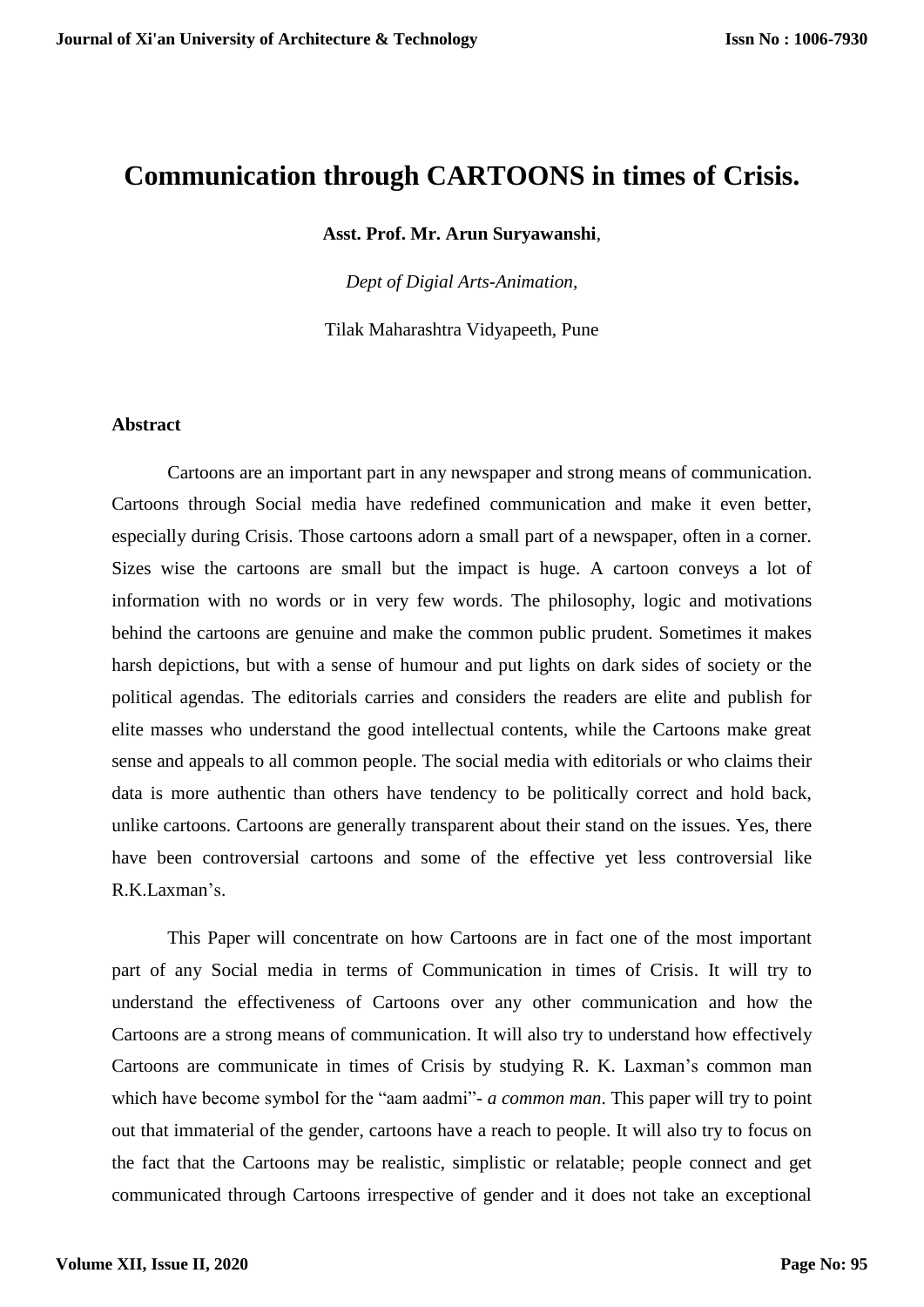# Communication through CARTOONS in times of Crisis.

**Asst. Prof. Mr. Arun Suryawanshi**,

*Dept of Digial Arts-Animation,*

Tilak Maharashtra Vidyapeeth, Pune

## Abstract

Cartoons are an important part in any newspaper and strong means of communication. Cartoons through Social media have redefined communication and make it even better, especially during Crisis. Those cartoons adorn a small part of a newspaper, often in a corner. Sizes wise the cartoons are small but the impact is huge. A cartoon conveys a lot of information with no words or in very few words. The philosophy, logic and motivations behind the cartoons are genuine and make the common public prudent. Sometimes it makes harsh depictions, but with a sense of humour and put lights on dark sides of society or the political agendas. The editorials carries and considers the readers are elite and publish for elite masses who understand the good intellectual contents, while the Cartoons make great sense and appeals to all common people. The social media with editorials or who claims their data is more authentic than others have tendency to be politically correct and hold back, unlike cartoons. Cartoons are generally transparent about their stand on the issues. Yes, there have been controversial cartoons and some of the effective yet less controversial like R.K.Laxman's.

This Paper will concentrate on how Cartoons are in fact one of the most important part of any Social media in terms of Communication in times of Crisis. It will try to understand the effectiveness of Cartoons over any other communication and how the Cartoons are a strong means of communication. It will also try to understand how effectively Cartoons are communicate in times of Crisis by studying R. K. Laxman's common man which have become symbol for the "aam aadmi"- *a common man*. This paper will try to point out that immaterial of the gender, cartoons have a reach to people. It will also try to focus on the fact that the Cartoons may be realistic, simplistic or relatable; people connect and get communicated through Cartoons irrespective of gender and it does not take an exceptional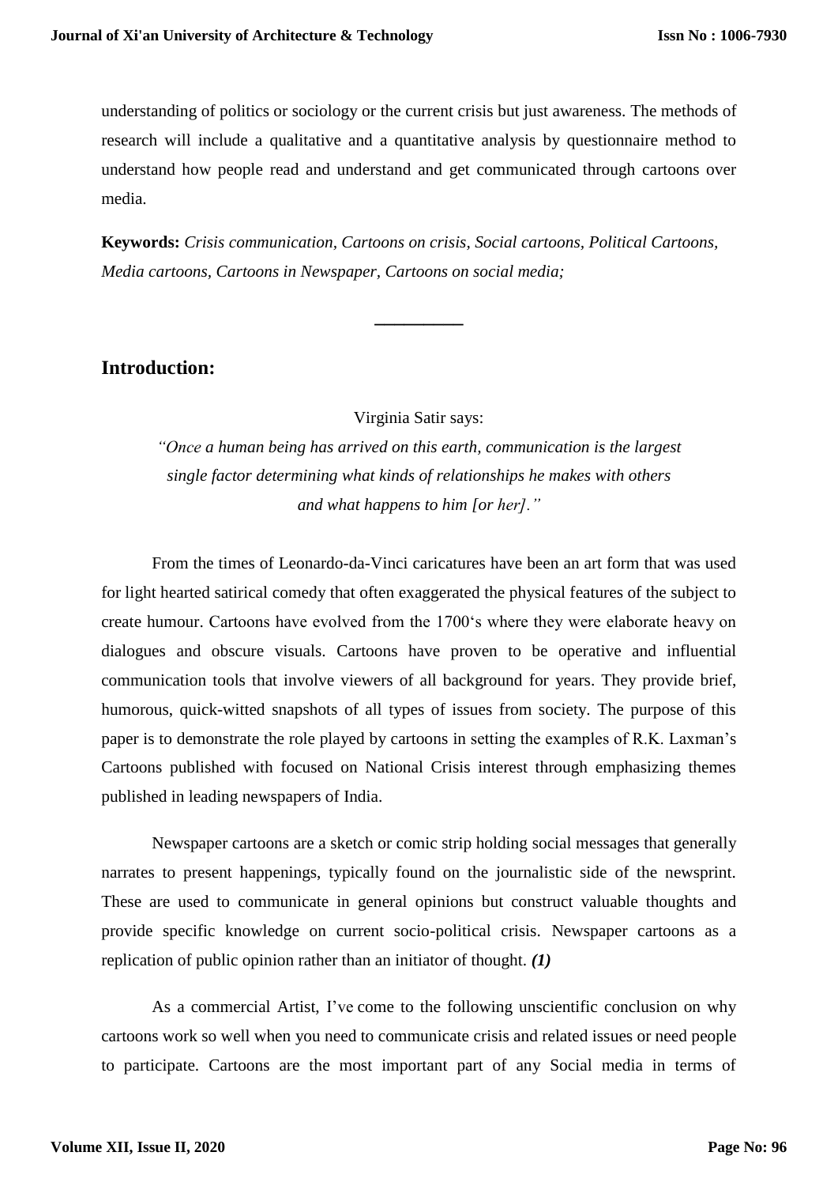understanding of politics or sociology or the current crisis but just awareness. The methods of research will include a qualitative and a quantitative analysis by questionnaire method to understand how people read and understand and get communicated through cartoons over media.

**Keywords:** *Crisis communication, Cartoons on crisis, Social cartoons, Political Cartoons, Media cartoons, Cartoons in Newspaper, Cartoons on social media;*

---

## Introduction:

Virginia Satir says:

*"Once a human being has arrived on this earth, communication is the largest single factor determining what kinds of relationships he makes with others and what happens to him [or her]."*

From the times of Leonardo-da-Vinci caricatures have been an art form that was used for light hearted satirical comedy that often exaggerated the physical features of the subject to create humour. Cartoons have evolved from the 1700's where they were elaborate heavy on dialogues and obscure visuals. Cartoons have proven to be operative and influential communication tools that involve viewers of all background for years. They provide brief, humorous, quick-witted snapshots of all types of issues from society. The purpose of this paper is to demonstrate the role played by cartoons in setting the examples of R.K. Laxman's Cartoons published with focused on National Crisis interest through emphasizing themes published in leading newspapers of India.

Newspaper cartoons are a sketch or comic strip holding social messages that generally narrates to present happenings, typically found on the journalistic side of the newsprint. These are used to communicate in general opinions but construct valuable thoughts and provide specific knowledge on current socio-political crisis. Newspaper cartoons as a replication of public opinion rather than an initiator of thought. ***(1)***

As a commercial Artist, I've come to the following unscientific conclusion on why cartoons work so well when you need to communicate crisis and related issues or need people to participate. Cartoons are the most important part of any Social media in terms of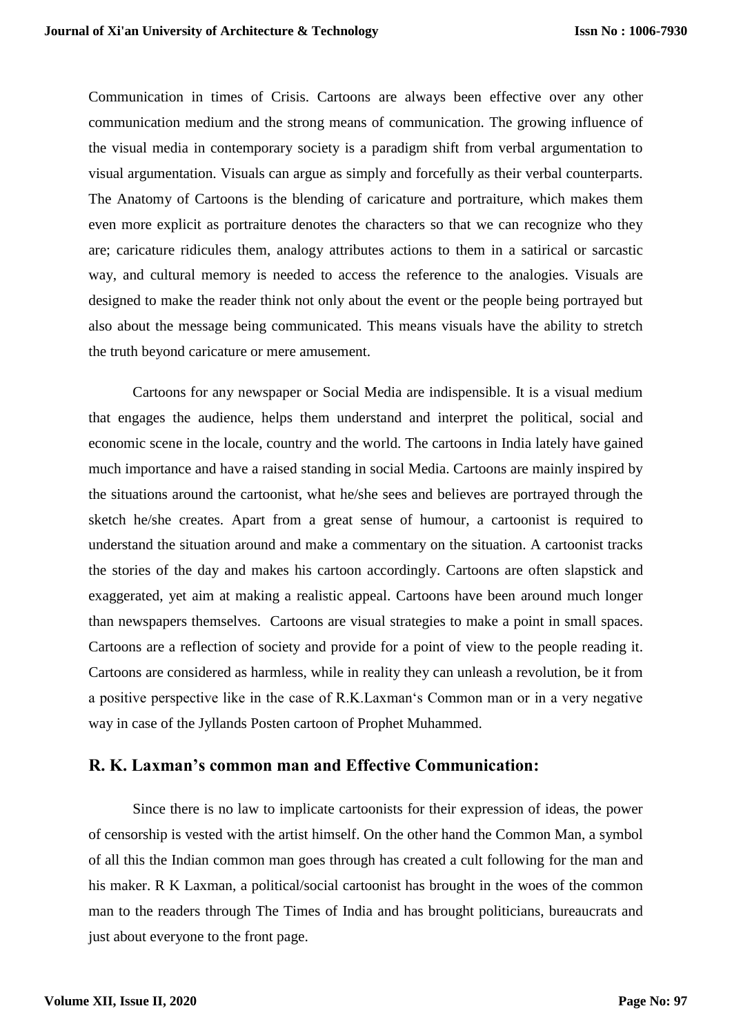Communication in times of Crisis. Cartoons are always been effective over any other communication medium and the strong means of communication. The growing influence of the visual media in contemporary society is a paradigm shift from verbal argumentation to visual argumentation. Visuals can argue as simply and forcefully as their verbal counterparts. The Anatomy of Cartoons is the blending of caricature and portraiture, which makes them even more explicit as portraiture denotes the characters so that we can recognize who they are; caricature ridicules them, analogy attributes actions to them in a satirical or sarcastic way, and cultural memory is needed to access the reference to the analogies. Visuals are designed to make the reader think not only about the event or the people being portrayed but also about the message being communicated. This means visuals have the ability to stretch the truth beyond caricature or mere amusement.

Cartoons for any newspaper or Social Media are indispensible. It is a visual medium that engages the audience, helps them understand and interpret the political, social and economic scene in the locale, country and the world. The cartoons in India lately have gained much importance and have a raised standing in social Media. Cartoons are mainly inspired by the situations around the cartoonist, what he/she sees and believes are portrayed through the sketch he/she creates. Apart from a great sense of humour, a cartoonist is required to understand the situation around and make a commentary on the situation. A cartoonist tracks the stories of the day and makes his cartoon accordingly. Cartoons are often slapstick and exaggerated, yet aim at making a realistic appeal. Cartoons have been around much longer than newspapers themselves. Cartoons are visual strategies to make a point in small spaces. Cartoons are a reflection of society and provide for a point of view to the people reading it. Cartoons are considered as harmless, while in reality they can unleash a revolution, be it from a positive perspective like in the case of R.K.Laxman's Common man or in a very negative way in case of the Jyllands Posten cartoon of Prophet Muhammed.

## R. K. Laxman's common man and Effective Communication:

Since there is no law to implicate cartoonists for their expression of ideas, the power of censorship is vested with the artist himself. On the other hand the Common Man, a symbol of all this the Indian common man goes through has created a cult following for the man and his maker. R K Laxman, a political/social cartoonist has brought in the woes of the common man to the readers through The Times of India and has brought politicians, bureaucrats and just about everyone to the front page.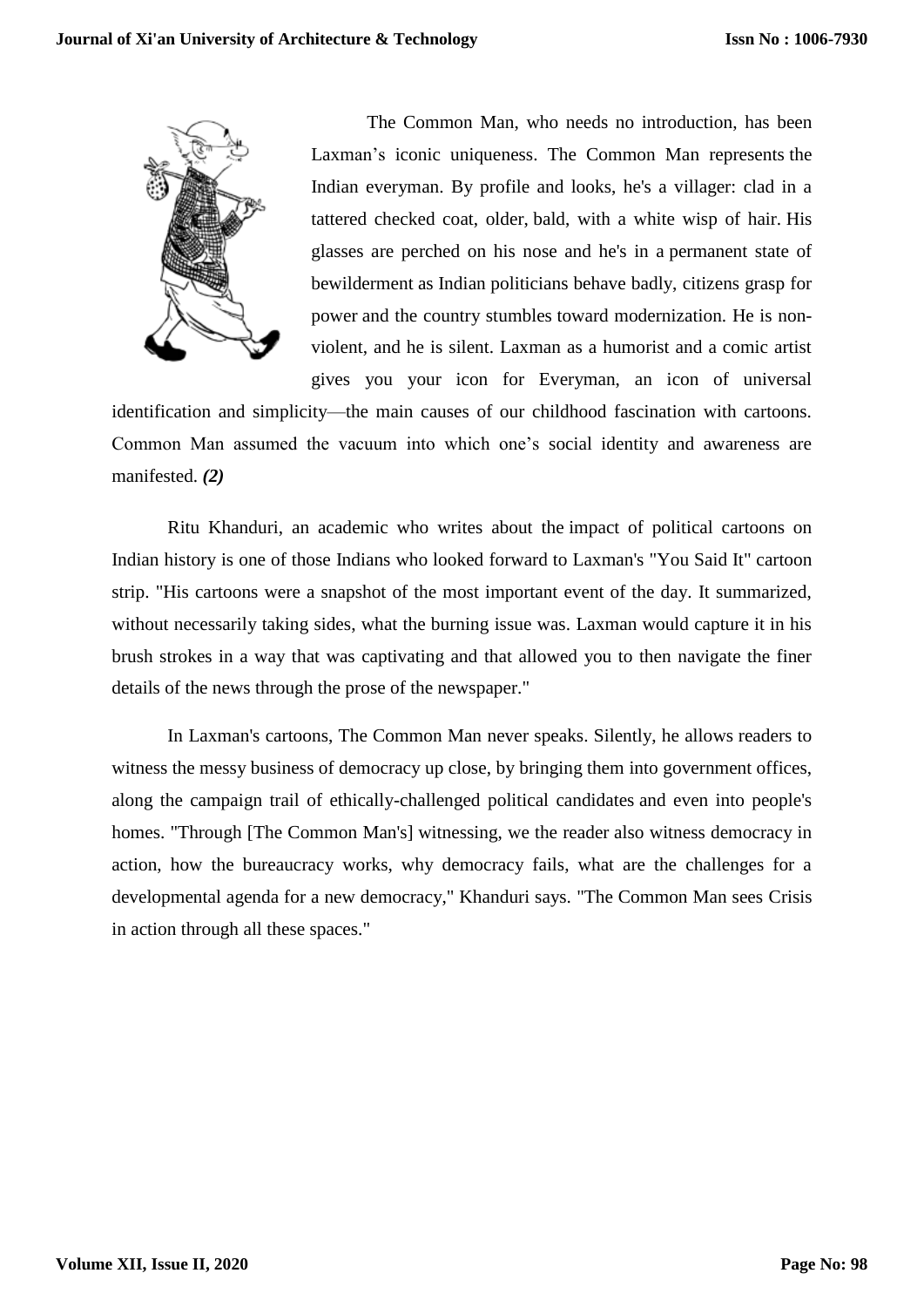The Common Man, who needs no introduction, has been Laxman's iconic uniqueness. The Common Man represents the Indian everyman. By profile and looks, he's a villager: clad in a tattered checked coat, older, bald, with a white wisp of hair. His glasses are perched on his nose and he's in a permanent state of bewilderment as Indian politicians behave badly, citizens grasp for power and the country stumbles toward modernization. He is non-violent, and he is silent. Laxman as a humorist and a comic artist gives you your icon for Everyman, an icon of universal identification and simplicity—the main causes of our childhood fascination with cartoons. Common Man assumed the vacuum into which one's social identity and awareness are manifested. ***(2)***

Ritu Khanduri, an academic who writes about the impact of political cartoons on Indian history is one of those Indians who looked forward to Laxman's "You Said It" cartoon strip. "His cartoons were a snapshot of the most important event of the day. It summarized, without necessarily taking sides, what the burning issue was. Laxman would capture it in his brush strokes in a way that was captivating and that allowed you to then navigate the finer details of the news through the prose of the newspaper."

In Laxman's cartoons, The Common Man never speaks. Silently, he allows readers to witness the messy business of democracy up close, by bringing them into government offices, along the campaign trail of ethically-challenged political candidates and even into people's homes. "Through [The Common Man's] witnessing, we the reader also witness democracy in action, how the bureaucracy works, why democracy fails, what are the challenges for a developmental agenda for a new democracy," Khanduri says. "The Common Man sees Crisis in action through all these spaces."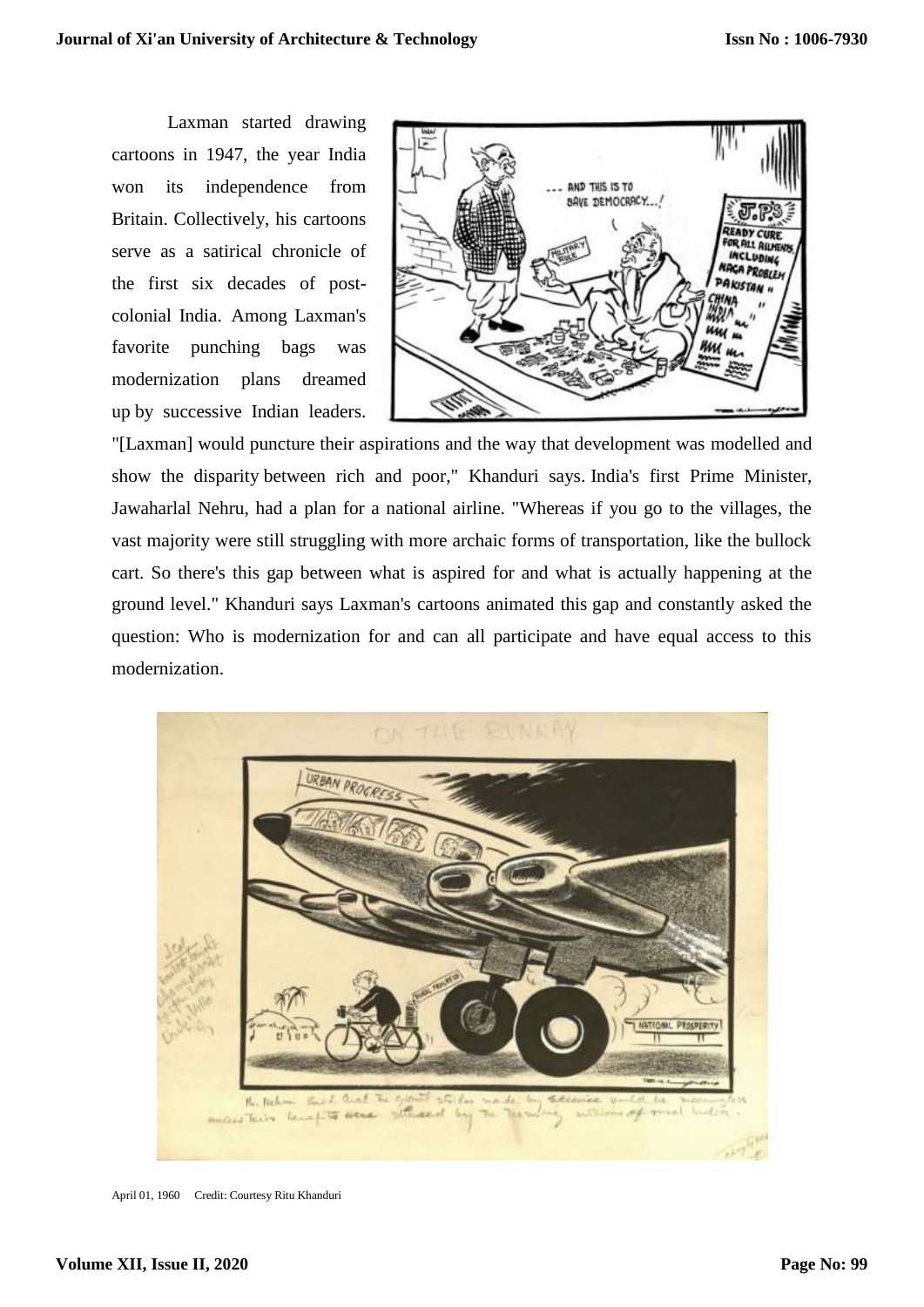Laxman started drawing cartoons in 1947, the year India won its independence from Britain. Collectively, his cartoons serve as a satirical chronicle of the first six decades of post-colonial India. Among Laxman's favorite punching bags was modernization plans dreamed up by successive Indian leaders. "[Laxman] would puncture their aspirations and the way that development was modelled and show the disparity between rich and poor," Khanduri says. India's first Prime Minister, Jawaharlal Nehru, had a plan for a national airline. "Whereas if you go to the villages, the vast majority were still struggling with more archaic forms of transportation, like the bullock cart. So there's this gap between what is aspired for and what is actually happening at the ground level." Khanduri says Laxman's cartoons animated this gap and constantly asked the question: Who is modernization for and can all participate and have equal access to this modernization.

April 01, 1960 Credit: Courtesy Ritu Khanduri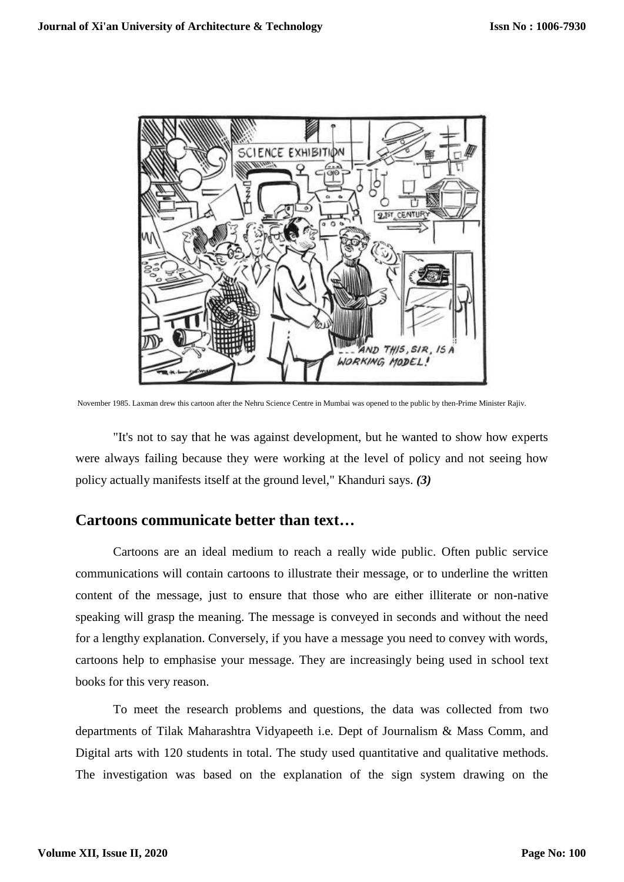November 1985. Laxman drew this cartoon after the Nehru Science Centre in Mumbai was opened to the public by then-Prime Minister Rajiv.

"It's not to say that he was against development, but he wanted to show how experts were always failing because they were working at the level of policy and not seeing how policy actually manifests itself at the ground level," Khanduri says. ***(3)***

## Cartoons communicate better than text…

Cartoons are an ideal medium to reach a really wide public. Often public service communications will contain cartoons to illustrate their message, or to underline the written content of the message, just to ensure that those who are either illiterate or non-native speaking will grasp the meaning. The message is conveyed in seconds and without the need for a lengthy explanation. Conversely, if you have a message you need to convey with words, cartoons help to emphasise your message. They are increasingly being used in school text books for this very reason.

To meet the research problems and questions, the data was collected from two departments of Tilak Maharashtra Vidyapeeth i.e. Dept of Journalism & Mass Comm, and Digital arts with 120 students in total. The study used quantitative and qualitative methods. The investigation was based on the explanation of the sign system drawing on the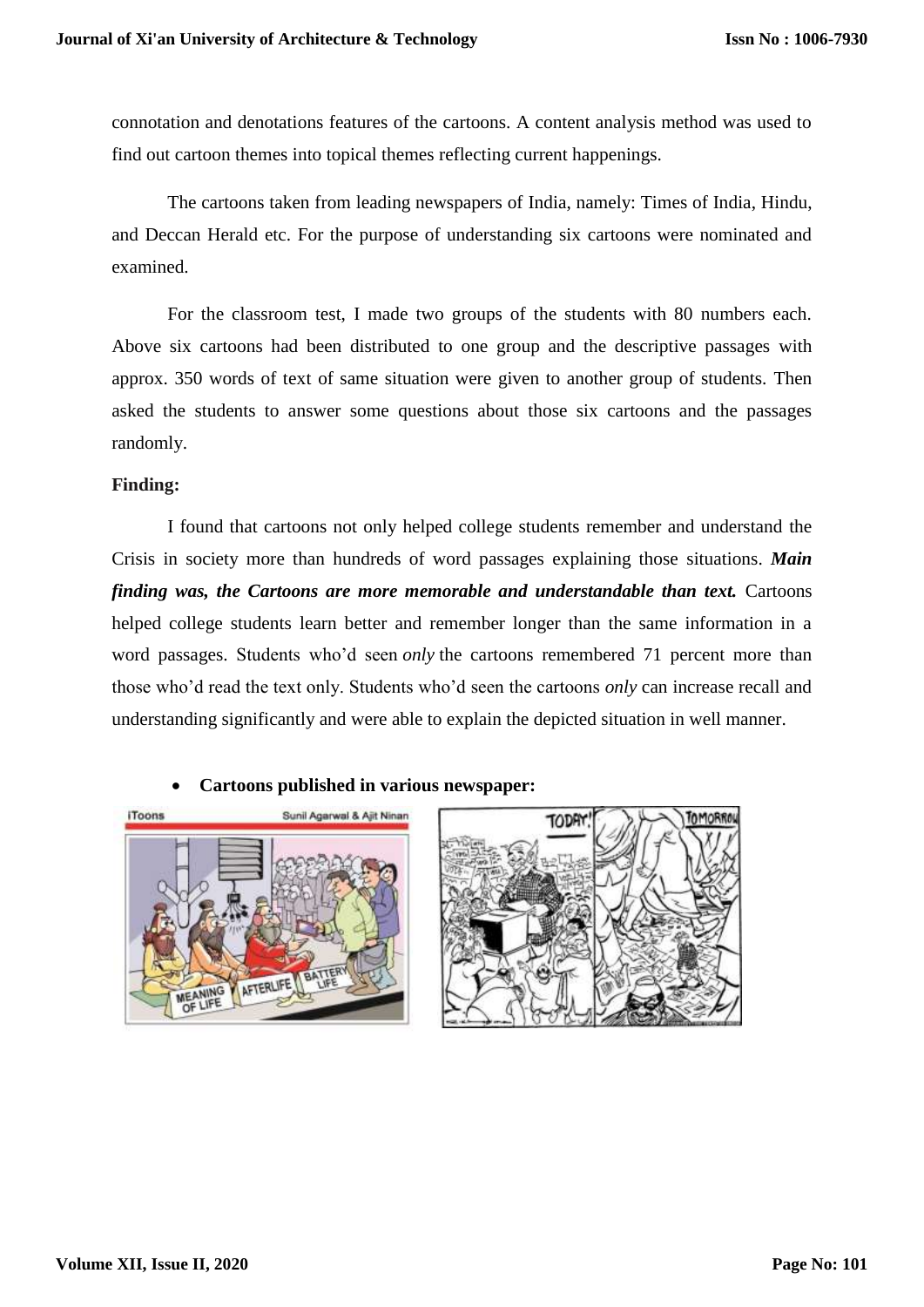connotation and denotations features of the cartoons. A content analysis method was used to find out cartoon themes into topical themes reflecting current happenings.

The cartoons taken from leading newspapers of India, namely: Times of India, Hindu, and Deccan Herald etc. For the purpose of understanding six cartoons were nominated and examined.

For the classroom test, I made two groups of the students with 80 numbers each. Above six cartoons had been distributed to one group and the descriptive passages with approx. 350 words of text of same situation were given to another group of students. Then asked the students to answer some questions about those six cartoons and the passages randomly.

**Finding:**

I found that cartoons not only helped college students remember and understand the Crisis in society more than hundreds of word passages explaining those situations. ***Main finding was, the Cartoons are more memorable and understandable than text.*** Cartoons helped college students learn better and remember longer than the same information in a word passages. Students who'd seen *only* the cartoons remembered 71 percent more than those who'd read the text only. Students who'd seen the cartoons *only* can increase recall and understanding significantly and were able to explain the depicted situation in well manner.

- **Cartoons published in various newspaper:**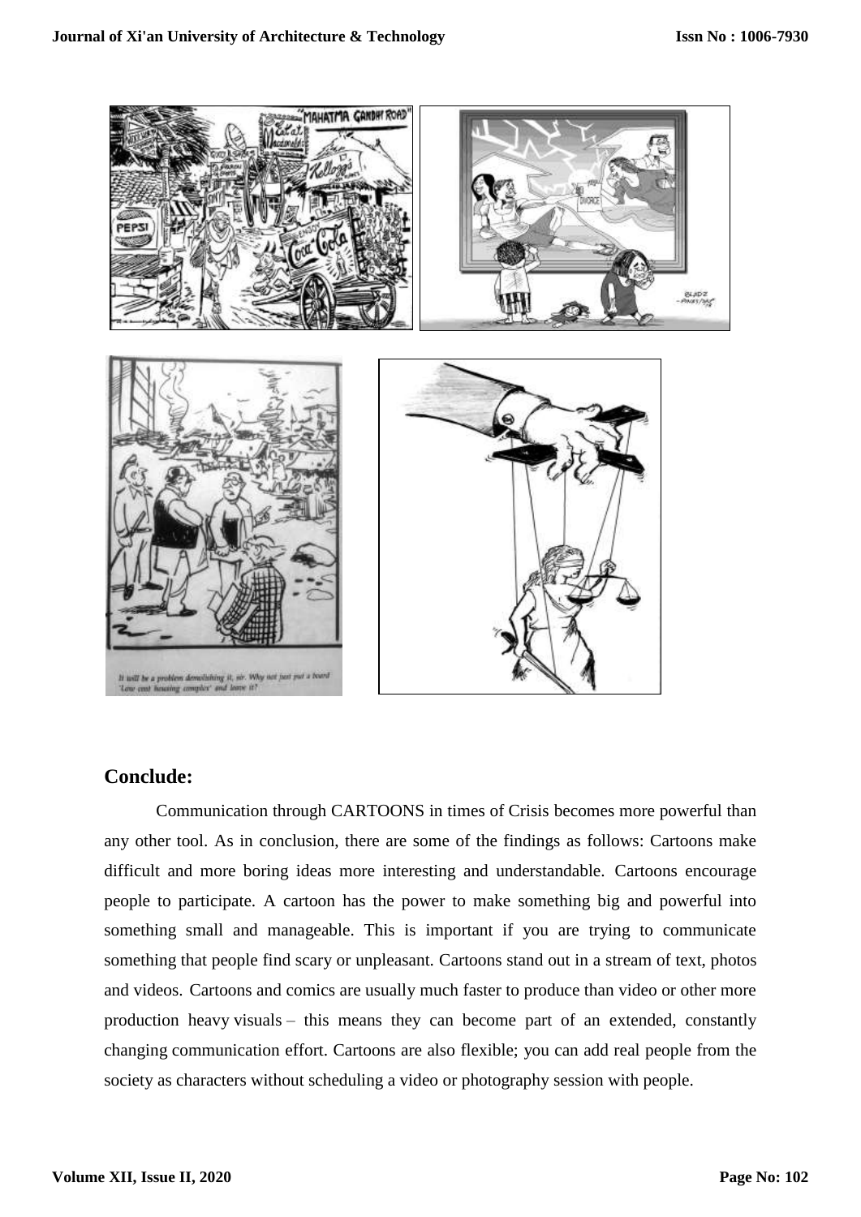## Conclude:

Communication through CARTOONS in times of Crisis becomes more powerful than any other tool. As in conclusion, there are some of the findings as follows: Cartoons make difficult and more boring ideas more interesting and understandable. Cartoons encourage people to participate. A cartoon has the power to make something big and powerful into something small and manageable. This is important if you are trying to communicate something that people find scary or unpleasant. Cartoons stand out in a stream of text, photos and videos. Cartoons and comics are usually much faster to produce than video or other more production heavy visuals – this means they can become part of an extended, constantly changing communication effort. Cartoons are also flexible; you can add real people from the society as characters without scheduling a video or photography session with people.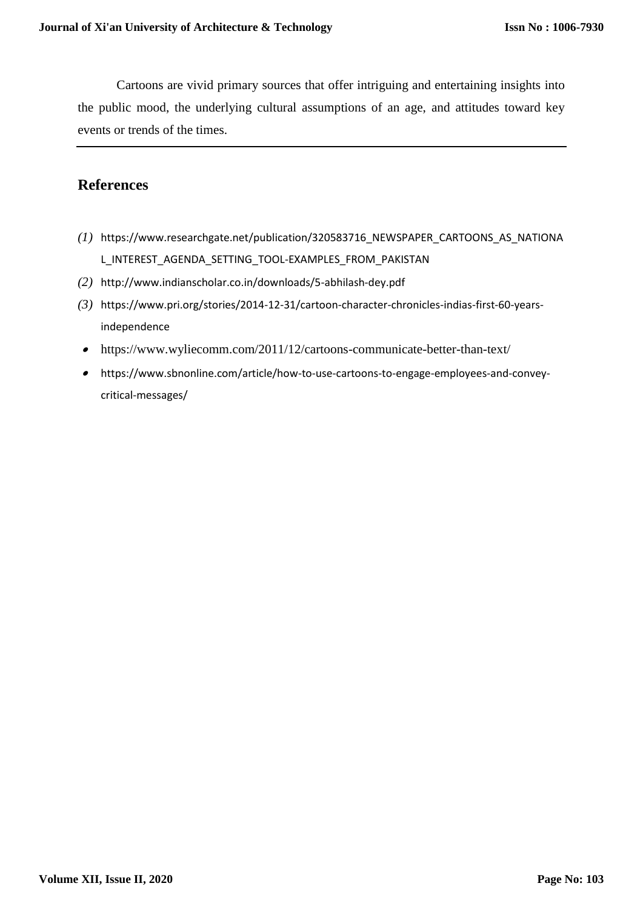Cartoons are vivid primary sources that offer intriguing and entertaining insights into the public mood, the underlying cultural assumptions of an age, and attitudes toward key events or trends of the times.

---

## References

(1) https://www.researchgate.net/publication/320583716_NEWSPAPER_CARTOONS_AS_NATIONAL_INTEREST_AGENDA_SETTING_TOOL-EXAMPLES_FROM_PAKISTAN

(2) http://www.indianscholar.co.in/downloads/5-abhilash-dey.pdf

(3) https://www.pri.org/stories/2014-12-31/cartoon-character-chronicles-indias-first-60-years-independence

- https://www.wyliecomm.com/2011/12/cartoons-communicate-better-than-text/
- https://www.sbnonline.com/article/how-to-use-cartoons-to-engage-employees-and-convey-critical-messages/